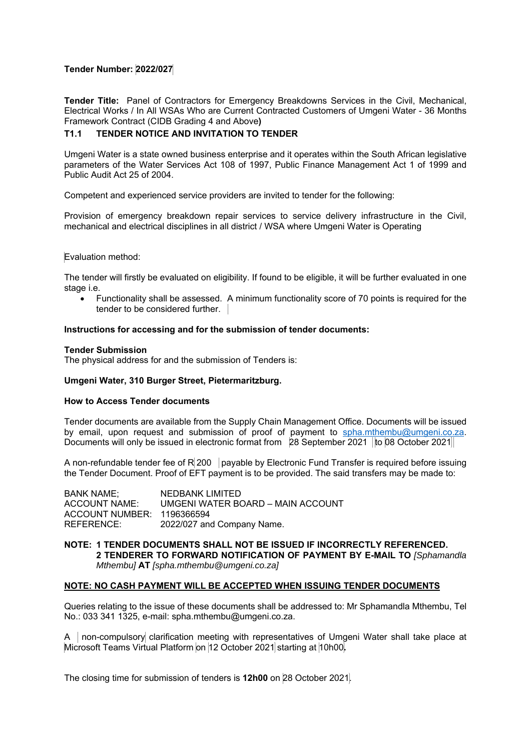**Tender Number: 2022/027**

**Tender Title:** Panel of Contractors for Emergency Breakdowns Services in the Civil, Mechanical, Electrical Works / In All WSAs Who are Current Contracted Customers of Umgeni Water - 36 Months Framework Contract (CIDB Grading 4 and Above**)**

## T1.1 TENDER NOTICE AND INVITATION TO TENDER

Umgeni Water is a state owned business enterprise and it operates within the South African legislative parameters of the Water Services Act 108 of 1997, Public Finance Management Act 1 of 1999 and Public Audit Act 25 of 2004.

Competent and experienced service providers are invited to tender for the following:

Provision of emergency breakdown repair services to service delivery infrastructure in the Civil, mechanical and electrical disciplines in all district / WSA where Umgeni Water is Operating

Evaluation method:

The tender will firstly be evaluated on eligibility. If found to be eligible, it will be further evaluated in one stage i.e.

- Functionality shall be assessed. A minimum functionality score of 70 points is required for the tender to be considered further.

**Instructions for accessing and for the submission of tender documents:**

**Tender Submission**
The physical address for and the submission of Tenders is:

**Umgeni Water, 310 Burger Street, Pietermaritzburg.**

**How to Access Tender documents**

Tender documents are available from the Supply Chain Management Office. Documents will be issued by email, upon request and submission of proof of payment to spha.mthembu@umgeni.co.za. Documents will only be issued in electronic format from 28 September 2021 to 08 October 2021

A non-refundable tender fee of R 200 payable by Electronic Fund Transfer is required before issuing the Tender Document. Proof of EFT payment is to be provided. The said transfers may be made to:

BANK NAME; NEDBANK LIMITED
ACCOUNT NAME: UMGENI WATER BOARD – MAIN ACCOUNT
ACCOUNT NUMBER: 1196366594
REFERENCE: 2022/027 and Company Name.

**NOTE: 1 TENDER DOCUMENTS SHALL NOT BE ISSUED IF INCORRECTLY REFERENCED.**
**2 TENDERER TO FORWARD NOTIFICATION OF PAYMENT BY E-MAIL TO** *[Sphamandla Mthembu]* **AT** *[spha.mthembu@umgeni.co.za]*

**NOTE: NO CASH PAYMENT WILL BE ACCEPTED WHEN ISSUING TENDER DOCUMENTS**

Queries relating to the issue of these documents shall be addressed to: Mr Sphamandla Mthembu, Tel No.: 033 341 1325, e-mail: spha.mthembu@umgeni.co.za.

A non-compulsory clarification meeting with representatives of Umgeni Water shall take place at Microsoft Teams Virtual Platform on 12 October 2021 starting at 10h00**.**

The closing time for submission of tenders is **12h00** on 28 October 2021.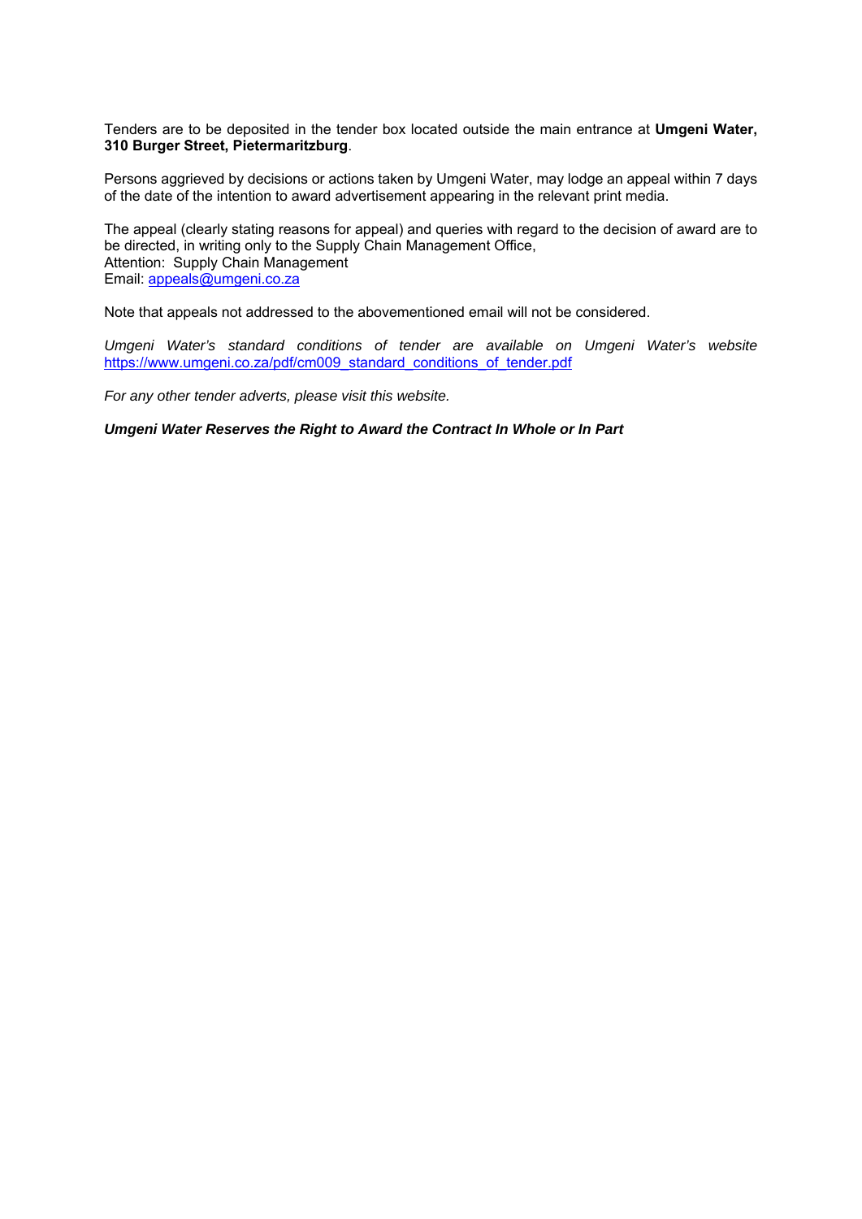Tenders are to be deposited in the tender box located outside the main entrance at **Umgeni Water, 310 Burger Street, Pietermaritzburg**.

Persons aggrieved by decisions or actions taken by Umgeni Water, may lodge an appeal within 7 days of the date of the intention to award advertisement appearing in the relevant print media.

The appeal (clearly stating reasons for appeal) and queries with regard to the decision of award are to be directed, in writing only to the Supply Chain Management Office,
Attention: Supply Chain Management
Email: appeals@umgeni.co.za

Note that appeals not addressed to the abovementioned email will not be considered.

*Umgeni Water's standard conditions of tender are available on Umgeni Water's website* https://www.umgeni.co.za/pdf/cm009_standard_conditions_of_tender.pdf

*For any other tender adverts, please visit this website.*

***Umgeni Water Reserves the Right to Award the Contract In Whole or In Part***